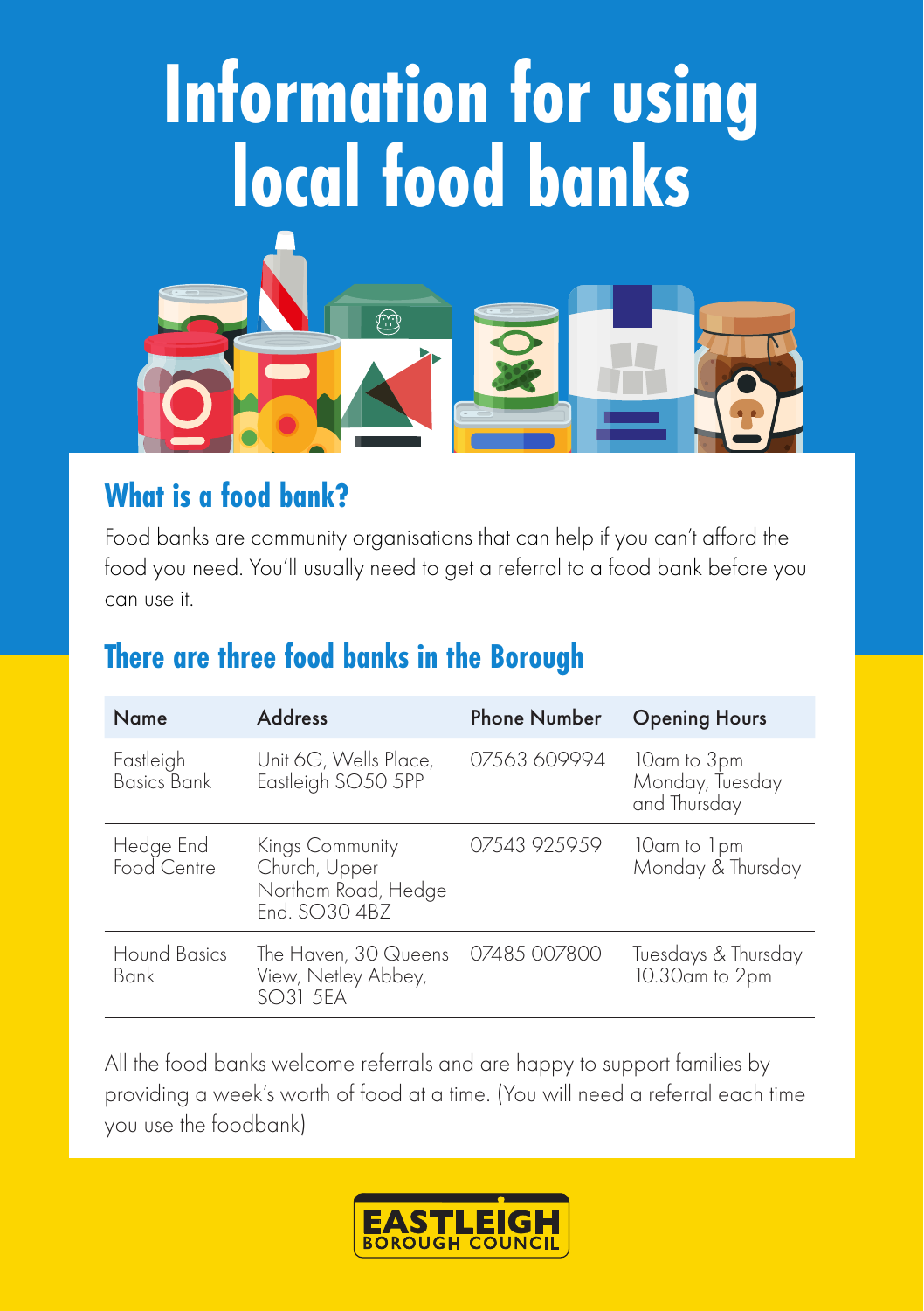# Information for using local food banks

## What is a food bank?

Food banks are community organisations that can help if you can't afford the food you need. You'll usually need to get a referral to a food bank before you can use it.

## There are three food banks in the Borough

| Name | Address | Phone Number | Opening Hours |
|---|---|---|---|
| Eastleigh Basics Bank | Unit 6G, Wells Place, Eastleigh SO50 5PP | 07563 609994 | 10am to 3pm Monday, Tuesday and Thursday |
| Hedge End Food Centre | Kings Community Church, Upper Northam Road, Hedge End. SO30 4BZ | 07543 925959 | 10am to 1pm Monday & Thursday |
| Hound Basics Bank | The Haven, 30 Queens View, Netley Abbey, SO31 5EA | 07485 007800 | Tuesdays & Thursday 10.30am to 2pm |

All the food banks welcome referrals and are happy to support families by providing a week's worth of food at a time. (You will need a referral each time you use the foodbank)

EASTLEIGH BOROUGH COUNCIL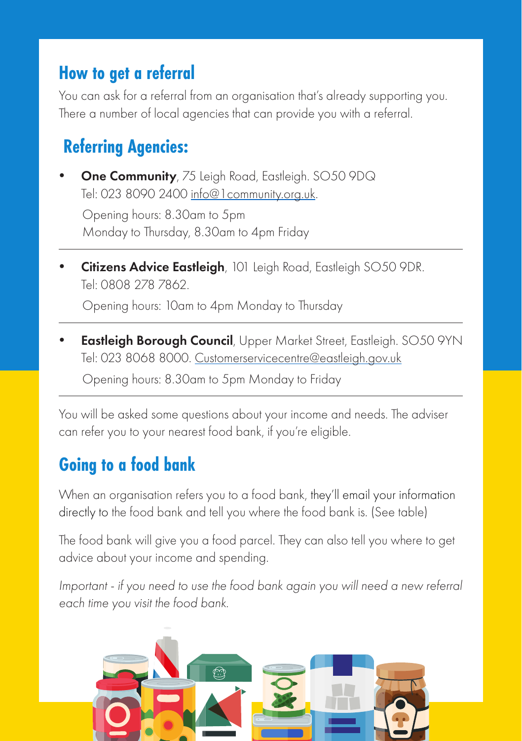## How to get a referral

You can ask for a referral from an organisation that's already supporting you. There a number of local agencies that can provide you with a referral.

## Referring Agencies:

- **One Community**, 75 Leigh Road, Eastleigh. SO50 9DQ
  Tel: 023 8090 2400 info@1community.org.uk.
  Opening hours: 8.30am to 5pm
  Monday to Thursday, 8.30am to 4pm Friday

---

- **Citizens Advice Eastleigh**, 101 Leigh Road, Eastleigh SO50 9DR.
  Tel: 0808 278 7862.
  Opening hours: 10am to 4pm Monday to Thursday

---

- **Eastleigh Borough Council**, Upper Market Street, Eastleigh. SO50 9YN
  Tel: 023 8068 8000. Customerservicecentre@eastleigh.gov.uk
  Opening hours: 8.30am to 5pm Monday to Friday

---

You will be asked some questions about your income and needs. The adviser can refer you to your nearest food bank, if you're eligible.

## Going to a food bank

When an organisation refers you to a food bank, they'll email your information directly to the food bank and tell you where the food bank is. (See table)

The food bank will give you a food parcel. They can also tell you where to get advice about your income and spending.

*Important - if you need to use the food bank again you will need a new referral each time you visit the food bank.*